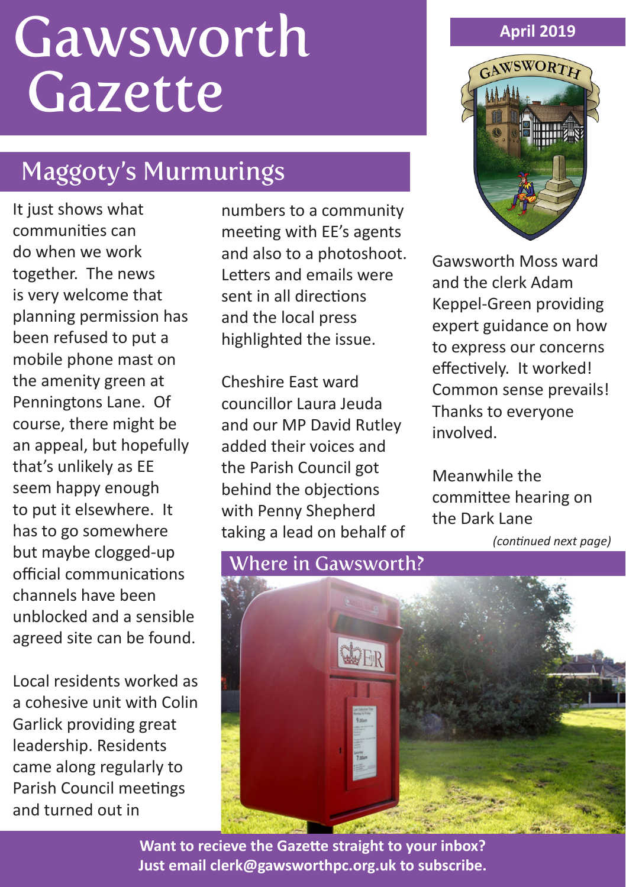# Gawsworth Gazette

**April 2019**

## Maggoty's Murmurings

It just shows what communities can do when we work together. The news is very welcome that planning permission has been refused to put a mobile phone mast on the amenity green at Penningtons Lane. Of course, there might be an appeal, but hopefully that's unlikely as EE seem happy enough to put it elsewhere. It has to go somewhere but maybe clogged-up official communications channels have been unblocked and a sensible agreed site can be found.

Local residents worked as a cohesive unit with Colin Garlick providing great leadership. Residents came along regularly to Parish Council meetings and turned out in numbers to a community meeting with EE's agents and also to a photoshoot. Letters and emails were sent in all directions and the local press highlighted the issue.

Cheshire East ward councillor Laura Jeuda and our MP David Rutley added their voices and the Parish Council got behind the objections with Penny Shepherd taking a lead on behalf of Gawsworth Moss ward and the clerk Adam Keppel-Green providing expert guidance on how to express our concerns effectively. It worked! Common sense prevails! Thanks to everyone involved.

Meanwhile the committee hearing on the Dark Lane

*(continued next page)*

## Where in Gawsworth?

**Want to recieve the Gazette straight to your inbox? Just email clerk@gawsworthpc.org.uk to subscribe.**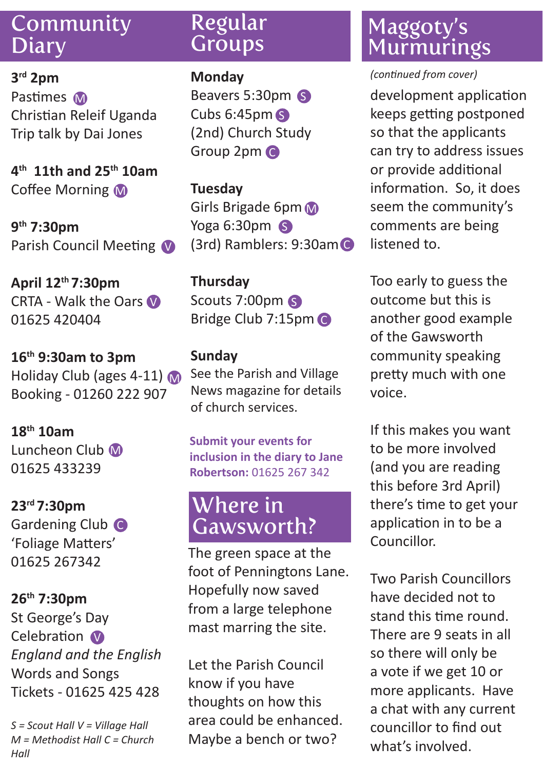## Community Diary

**3rd 2pm**
Pastimes (M)
Christian Releif Uganda Trip talk by Dai Jones

**4th 11th and 25th 10am**
Coffee Morning (M)

**9th 7:30pm**
Parish Council Meeting (V)

**April 12th 7:30pm**
CRTA - Walk the Oars (V)
01625 420404

**16th 9:30am to 3pm**
Holiday Club (ages 4-11) (M)
Booking - 01260 222 907

**18th 10am**
Luncheon Club (M)
01625 433239

**23rd 7:30pm**
Gardening Club (C)
'Foliage Matters'
01625 267342

**26th 7:30pm**
St George's Day Celebration (V)
*England and the English*
Words and Songs
Tickets - 01625 425 428

*S = Scout Hall V = Village Hall M = Methodist Hall C = Church Hall*

## Regular Groups

**Monday**
Beavers 5:30pm (S)
Cubs 6:45pm (S)
(2nd) Church Study Group 2pm (C)

**Tuesday**
Girls Brigade 6pm (M)
Yoga 6:30pm (S)
(3rd) Ramblers: 9:30am (C)

**Thursday**
Scouts 7:00pm (S)
Bridge Club 7:15pm (C)

**Sunday**
See the Parish and Village News magazine for details of church services.

**Submit your events for inclusion in the diary to Jane Robertson:** 01625 267 342

## Where in Gawsworth?

The green space at the foot of Penningtons Lane. Hopefully now saved from a large telephone mast marring the site.

Let the Parish Council know if you have thoughts on how this area could be enhanced. Maybe a bench or two?

## Maggoty's Murmurings

*(continued from cover)*

development application keeps getting postponed so that the applicants can try to address issues or provide additional information. So, it does seem the community's comments are being listened to.

Too early to guess the outcome but this is another good example of the Gawsworth community speaking pretty much with one voice.

If this makes you want to be more involved (and you are reading this before 3rd April) there's time to get your application in to be a Councillor.

Two Parish Councillors have decided not to stand this time round. There are 9 seats in all so there will only be a vote if we get 10 or more applicants. Have a chat with any current councillor to find out what's involved.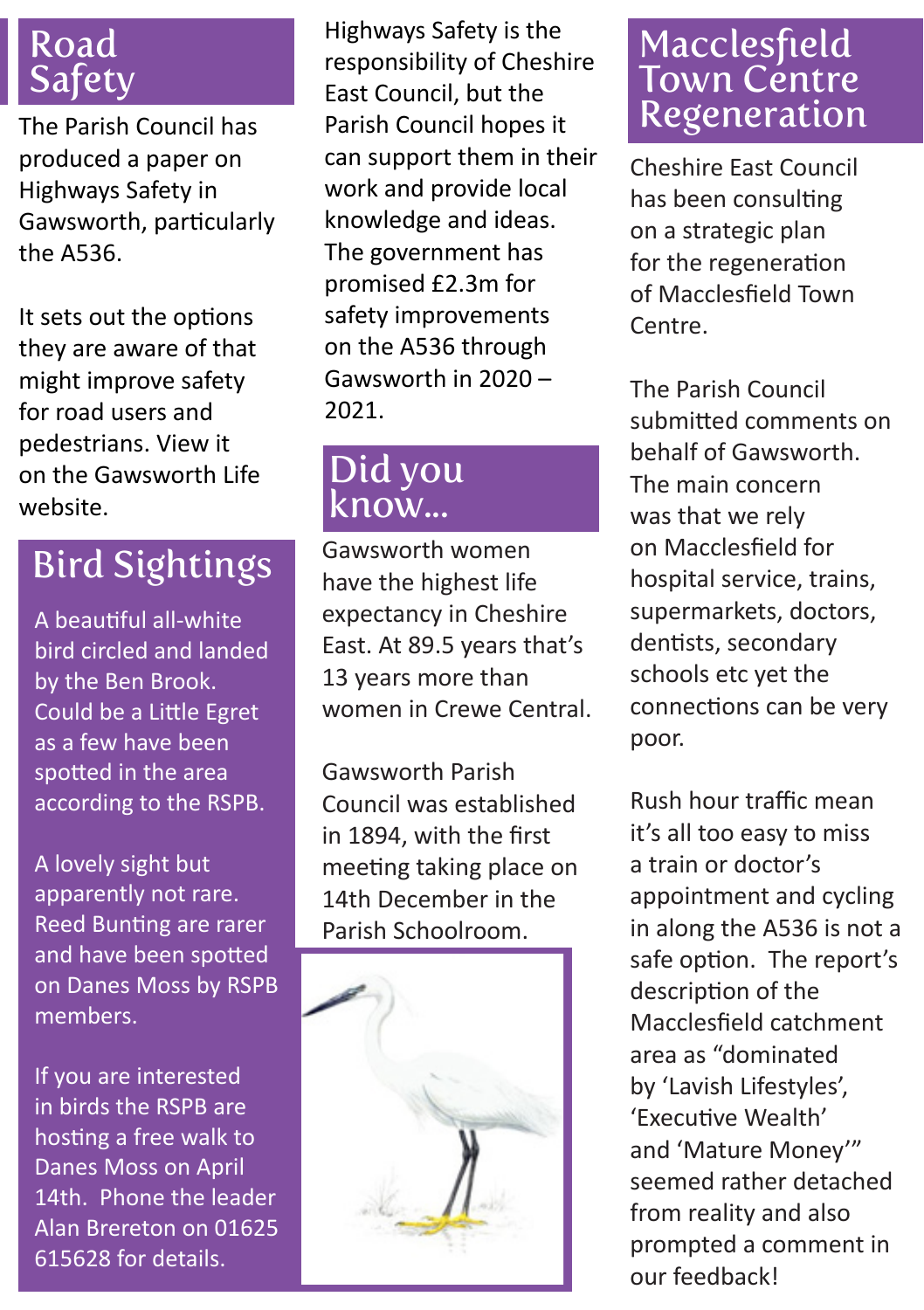## Road Safety

The Parish Council has produced a paper on Highways Safety in Gawsworth, particularly the A536.

It sets out the options they are aware of that might improve safety for road users and pedestrians. View it on the Gawsworth Life website.

Highways Safety is the responsibility of Cheshire East Council, but the Parish Council hopes it can support them in their work and provide local knowledge and ideas. The government has promised £2.3m for safety improvements on the A536 through Gawsworth in 2020 – 2021.

## Bird Sightings

A beautiful all-white bird circled and landed by the Ben Brook. Could be a Little Egret as a few have been spotted in the area according to the RSPB.

A lovely sight but apparently not rare. Reed Bunting are rarer and have been spotted on Danes Moss by RSPB members.

If you are interested in birds the RSPB are hosting a free walk to Danes Moss on April 14th. Phone the leader Alan Brereton on 01625 615628 for details.

## Did you know...

Gawsworth women have the highest life expectancy in Cheshire East. At 89.5 years that's 13 years more than women in Crewe Central.

Gawsworth Parish Council was established in 1894, with the first meeting taking place on 14th December in the Parish Schoolroom.

## Macclesfield Town Centre Regeneration

Cheshire East Council has been consulting on a strategic plan for the regeneration of Macclesfield Town Centre.

The Parish Council submitted comments on behalf of Gawsworth. The main concern was that we rely on Macclesfield for hospital service, trains, supermarkets, doctors, dentists, secondary schools etc yet the connections can be very poor.

Rush hour traffic mean it's all too easy to miss a train or doctor's appointment and cycling in along the A536 is not a safe option. The report's description of the Macclesfield catchment area as "dominated by 'Lavish Lifestyles', 'Executive Wealth' and 'Mature Money'" seemed rather detached from reality and also prompted a comment in our feedback!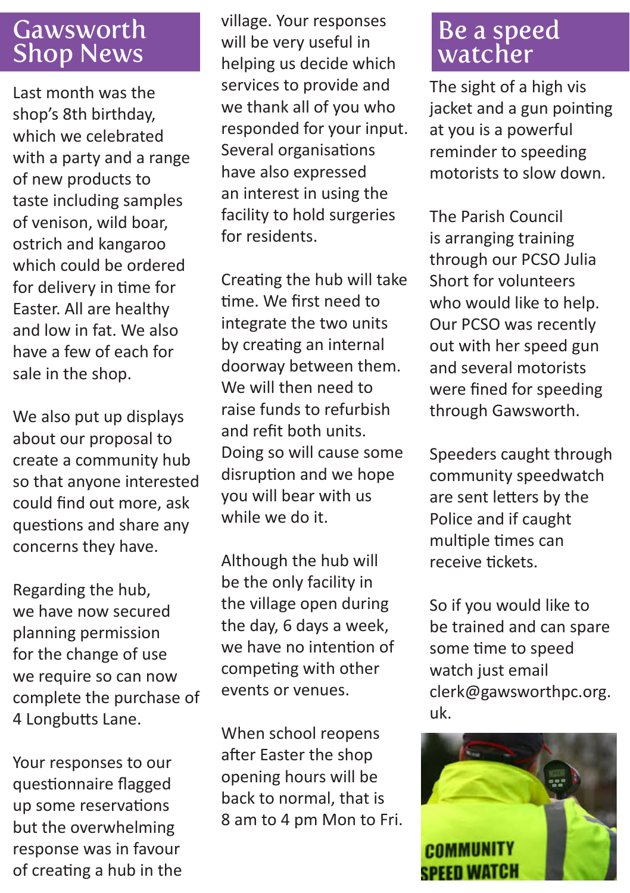## Gawsworth Shop News

Last month was the shop's 8th birthday, which we celebrated with a party and a range of new products to taste including samples of venison, wild boar, ostrich and kangaroo which could be ordered for delivery in time for Easter. All are healthy and low in fat. We also have a few of each for sale in the shop.

We also put up displays about our proposal to create a community hub so that anyone interested could find out more, ask questions and share any concerns they have.

Regarding the hub, we have now secured planning permission for the change of use we require so can now complete the purchase of 4 Longbutts Lane.

Your responses to our questionnaire flagged up some reservations but the overwhelming response was in favour of creating a hub in the village. Your responses will be very useful in helping us decide which services to provide and we thank all of you who responded for your input. Several organisations have also expressed an interest in using the facility to hold surgeries for residents.

Creating the hub will take time. We first need to integrate the two units by creating an internal doorway between them. We will then need to raise funds to refurbish and refit both units. Doing so will cause some disruption and we hope you will bear with us while we do it.

Although the hub will be the only facility in the village open during the day, 6 days a week, we have no intention of competing with other events or venues.

When school reopens after Easter the shop opening hours will be back to normal, that is 8 am to 4 pm Mon to Fri.

## Be a speed watcher

The sight of a high vis jacket and a gun pointing at you is a powerful reminder to speeding motorists to slow down.

The Parish Council is arranging training through our PCSO Julia Short for volunteers who would like to help. Our PCSO was recently out with her speed gun and several motorists were fined for speeding through Gawsworth.

Speeders caught through community speedwatch are sent letters by the Police and if caught multiple times can receive tickets.

So if you would like to be trained and can spare some time to speed watch just email clerk@gawsworthpc.org.uk.